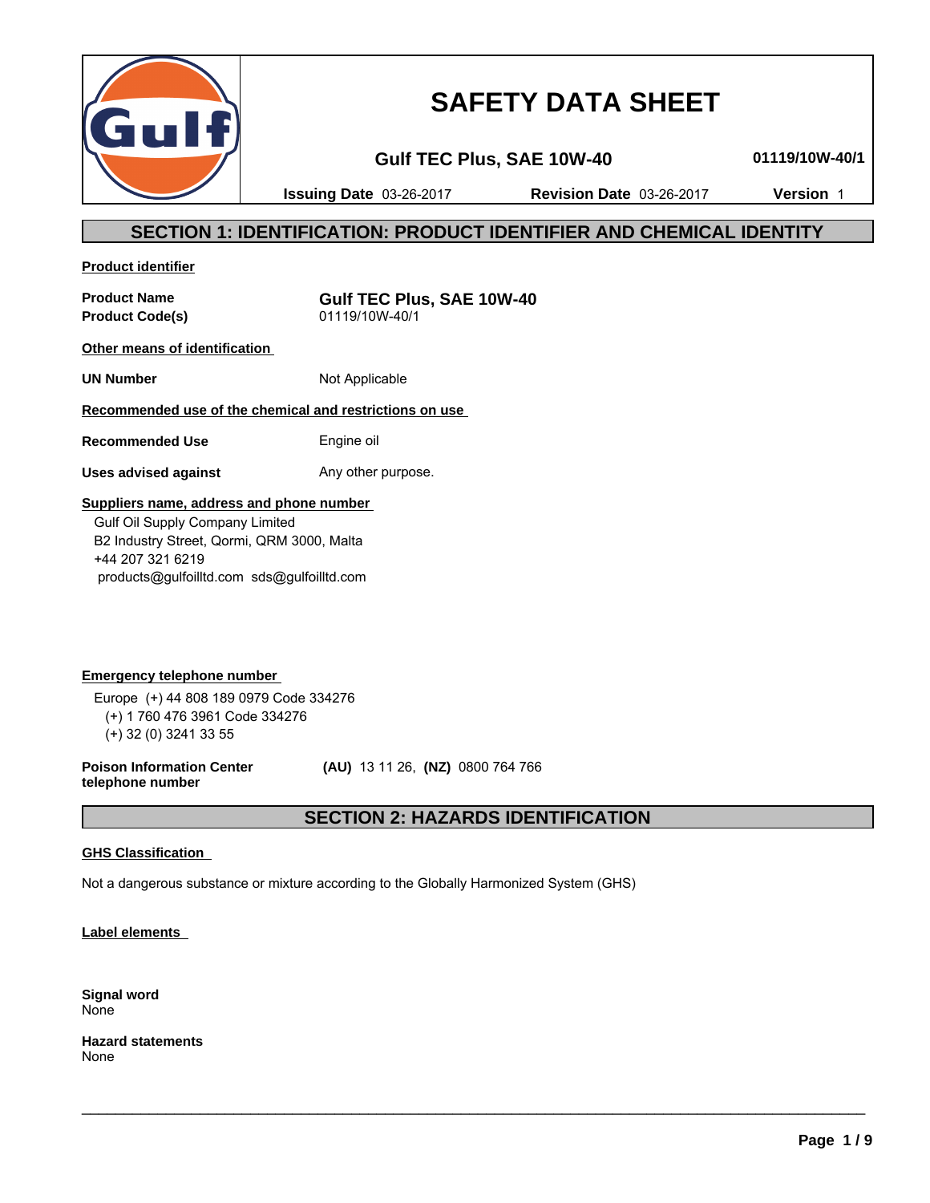# SAFETY DATA SHEET

**Gulf TEC Plus, SAE 10W-40** **01119/10W-40/1**

**Issuing Date** 03-26-2017 **Revision Date** 03-26-2017 **Version** 1

## SECTION 1: IDENTIFICATION: PRODUCT IDENTIFIER AND CHEMICAL IDENTITY

**Product identifier**

| | |
|---|---|
| **Product Name** | **Gulf TEC Plus, SAE 10W-40** |
| **Product Code(s)** | 01119/10W-40/1 |

**Other means of identification**

| | |
|---|---|
| **UN Number** | Not Applicable |

**Recommended use of the chemical and restrictions on use**

| | |
|---|---|
| **Recommended Use** | Engine oil |
| **Uses advised against** | Any other purpose. |

**Suppliers name, address and phone number**

Gulf Oil Supply Company Limited
B2 Industry Street, Qormi, QRM 3000, Malta
+44 207 321 6219
products@gulfoilltd.com sds@gulfoilltd.com

**Emergency telephone number**

Europe (+) 44 808 189 0979 Code 334276
(+) 1 760 476 3961 Code 334276
(+) 32 (0) 3241 33 55

**Poison Information Center telephone number** **(AU)** 13 11 26, **(NZ)** 0800 764 766

## SECTION 2: HAZARDS IDENTIFICATION

**GHS Classification**

Not a dangerous substance or mixture according to the Globally Harmonized System (GHS)

**Label elements**

**Signal word**
None

**Hazard statements**
None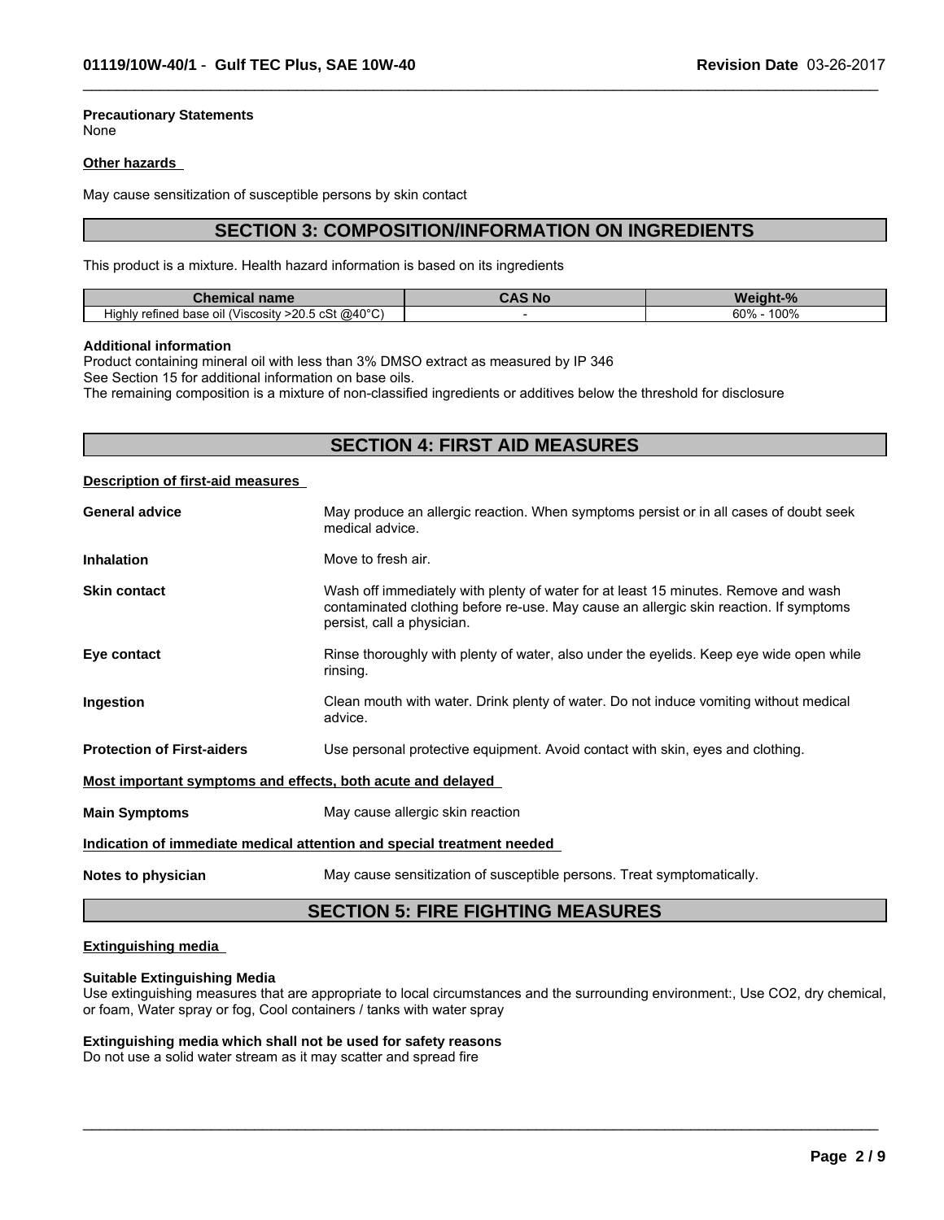**Precautionary Statements**
None

**Other hazards**

May cause sensitization of susceptible persons by skin contact

## SECTION 3: COMPOSITION/INFORMATION ON INGREDIENTS

This product is a mixture. Health hazard information is based on its ingredients

| Chemical name | CAS No | Weight-% |
|---|---|---|
| Highly refined base oil (Viscosity >20.5 cSt @40°C) | - | 60% - 100% |

**Additional information**
Product containing mineral oil with less than 3% DMSO extract as measured by IP 346
See Section 15 for additional information on base oils.
The remaining composition is a mixture of non-classified ingredients or additives below the threshold for disclosure

## SECTION 4: FIRST AID MEASURES

**Description of first-aid measures**

**General advice** May produce an allergic reaction. When symptoms persist or in all cases of doubt seek medical advice.

**Inhalation** Move to fresh air.

**Skin contact** Wash off immediately with plenty of water for at least 15 minutes. Remove and wash contaminated clothing before re-use. May cause an allergic skin reaction. If symptoms persist, call a physician.

**Eye contact** Rinse thoroughly with plenty of water, also under the eyelids. Keep eye wide open while rinsing.

**Ingestion** Clean mouth with water. Drink plenty of water. Do not induce vomiting without medical advice.

**Protection of First-aiders** Use personal protective equipment. Avoid contact with skin, eyes and clothing.

**Most important symptoms and effects, both acute and delayed**

**Main Symptoms** May cause allergic skin reaction

**Indication of immediate medical attention and special treatment needed**

**Notes to physician** May cause sensitization of susceptible persons. Treat symptomatically.

## SECTION 5: FIRE FIGHTING MEASURES

**Extinguishing media**

**Suitable Extinguishing Media**
Use extinguishing measures that are appropriate to local circumstances and the surrounding environment:, Use $CO_2$, dry chemical, or foam, Water spray or fog, Cool containers / tanks with water spray

**Extinguishing media which shall not be used for safety reasons**
Do not use a solid water stream as it may scatter and spread fire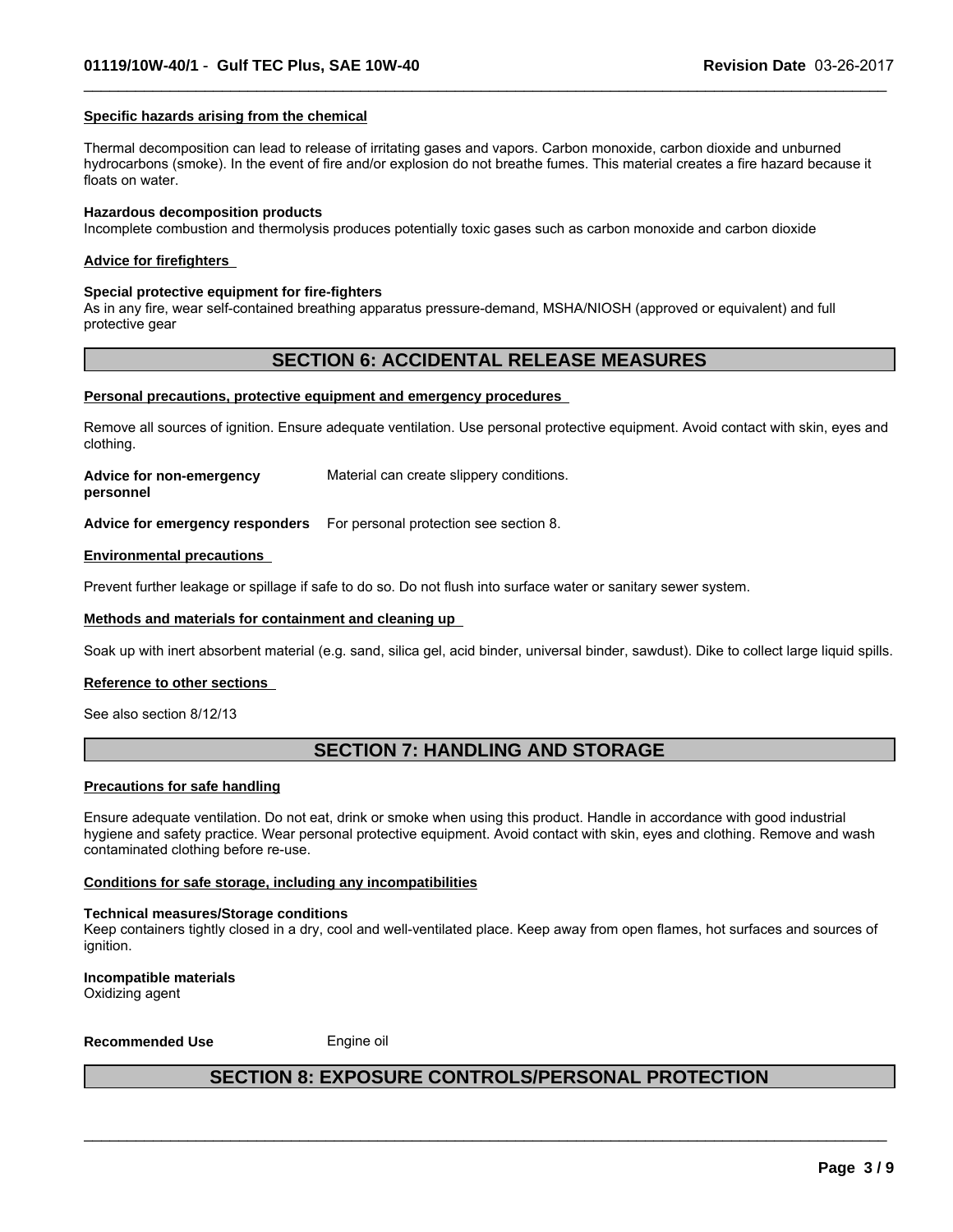### Specific hazards arising from the chemical

Thermal decomposition can lead to release of irritating gases and vapors. Carbon monoxide, carbon dioxide and unburned hydrocarbons (smoke). In the event of fire and/or explosion do not breathe fumes. This material creates a fire hazard because it floats on water.

**Hazardous decomposition products**
Incomplete combustion and thermolysis produces potentially toxic gases such as carbon monoxide and carbon dioxide

### Advice for firefighters

**Special protective equipment for fire-fighters**
As in any fire, wear self-contained breathing apparatus pressure-demand, MSHA/NIOSH (approved or equivalent) and full protective gear

## SECTION 6: ACCIDENTAL RELEASE MEASURES

### Personal precautions, protective equipment and emergency procedures

Remove all sources of ignition. Ensure adequate ventilation. Use personal protective equipment. Avoid contact with skin, eyes and clothing.

**Advice for non-emergency personnel** Material can create slippery conditions.

**Advice for emergency responders** For personal protection see section 8.

### Environmental precautions

Prevent further leakage or spillage if safe to do so. Do not flush into surface water or sanitary sewer system.

### Methods and materials for containment and cleaning up

Soak up with inert absorbent material (e.g. sand, silica gel, acid binder, universal binder, sawdust). Dike to collect large liquid spills.

### Reference to other sections

See also section 8/12/13

## SECTION 7: HANDLING AND STORAGE

### Precautions for safe handling

Ensure adequate ventilation. Do not eat, drink or smoke when using this product. Handle in accordance with good industrial hygiene and safety practice. Wear personal protective equipment. Avoid contact with skin, eyes and clothing. Remove and wash contaminated clothing before re-use.

### Conditions for safe storage, including any incompatibilities

**Technical measures/Storage conditions**
Keep containers tightly closed in a dry, cool and well-ventilated place. Keep away from open flames, hot surfaces and sources of ignition.

**Incompatible materials**
Oxidizing agent

**Recommended Use** Engine oil

## SECTION 8: EXPOSURE CONTROLS/PERSONAL PROTECTION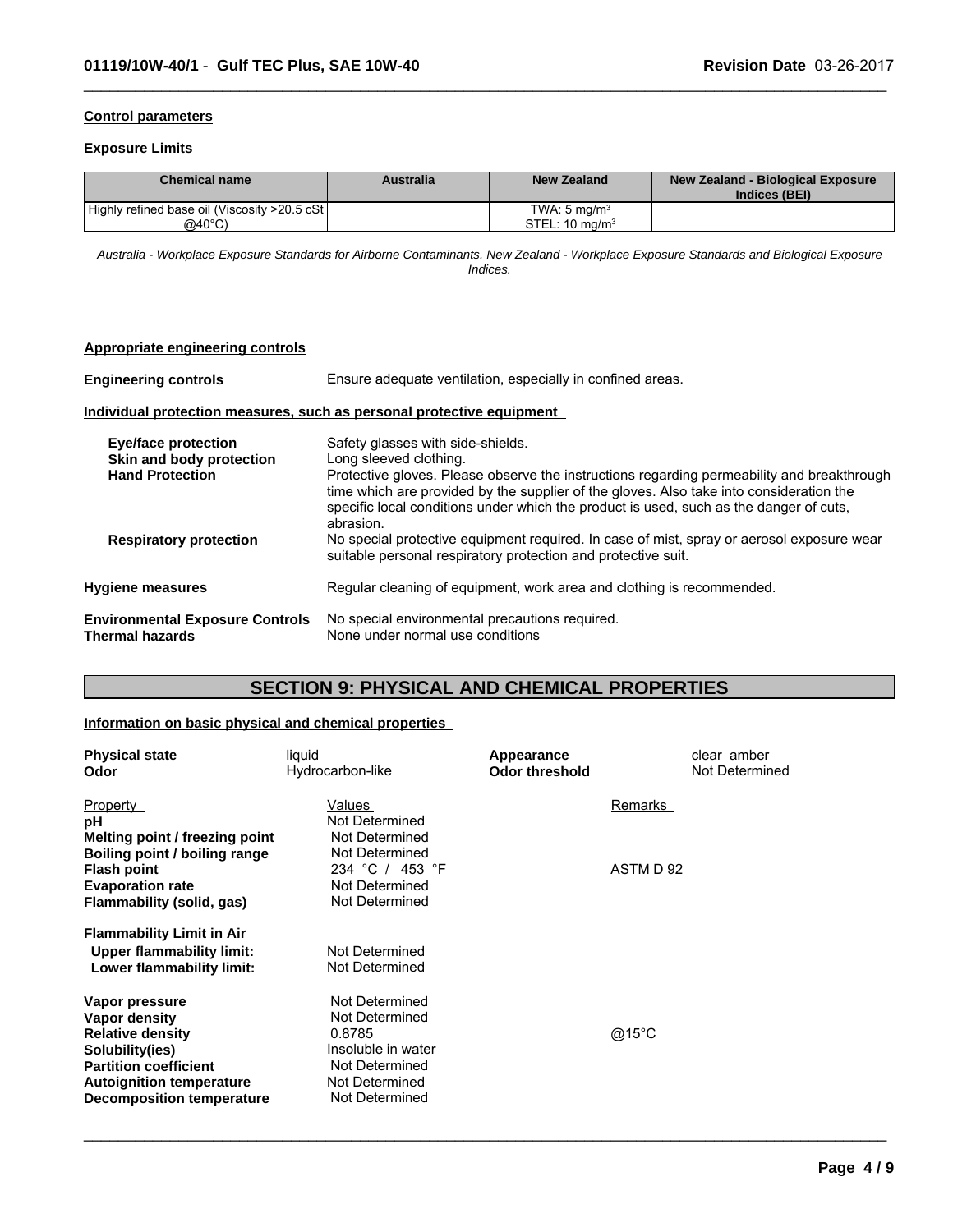**Control parameters**

**Exposure Limits**

| Chemical name | Australia | New Zealand | New Zealand - Biological Exposure Indices (BEI) |
|---|---|---|---|
| Highly refined base oil (Viscosity >20.5 cSt @40°C) | | TWA: 5 mg/m$^3$<br>STEL: 10 mg/m$^3$ | |

*Australia - Workplace Exposure Standards for Airborne Contaminants. New Zealand - Workplace Exposure Standards and Biological Exposure Indices.*

**Appropriate engineering controls**

**Engineering controls** Ensure adequate ventilation, especially in confined areas.

**Individual protection measures, such as personal protective equipment**

**Eye/face protection** Safety glasses with side-shields.

**Skin and body protection** Long sleeved clothing.

**Hand Protection** Protective gloves. Please observe the instructions regarding permeability and breakthrough time which are provided by the supplier of the gloves. Also take into consideration the specific local conditions under which the product is used, such as the danger of cuts, abrasion.

**Respiratory protection** No special protective equipment required. In case of mist, spray or aerosol exposure wear suitable personal respiratory protection and protective suit.

**Hygiene measures** Regular cleaning of equipment, work area and clothing is recommended.

**Environmental Exposure Controls** No special environmental precautions required.

**Thermal hazards** None under normal use conditions

## SECTION 9: PHYSICAL AND CHEMICAL PROPERTIES

**Information on basic physical and chemical properties**

**Physical state** liquid

**Appearance** clear amber

**Odor** Hydrocarbon-like

**Odor threshold** Not Determined

| Property | Values | Remarks |
|---|---|---|
| **pH** | Not Determined | |
| **Melting point / freezing point** | Not Determined | |
| **Boiling point / boiling range** | Not Determined | |
| **Flash point** | 234 °C / 453 °F | ASTM D 92 |
| **Evaporation rate** | Not Determined | |
| **Flammability (solid, gas)** | Not Determined | |
| **Flammability Limit in Air** | | |
| **Upper flammability limit:** | Not Determined | |
| **Lower flammability limit:** | Not Determined | |
| **Vapor pressure** | Not Determined | |
| **Vapor density** | Not Determined | |
| **Relative density** | 0.8785 | @15°C |
| **Solubility(ies)** | Insoluble in water | |
| **Partition coefficient** | Not Determined | |
| **Autoignition temperature** | Not Determined | |
| **Decomposition temperature** | Not Determined | |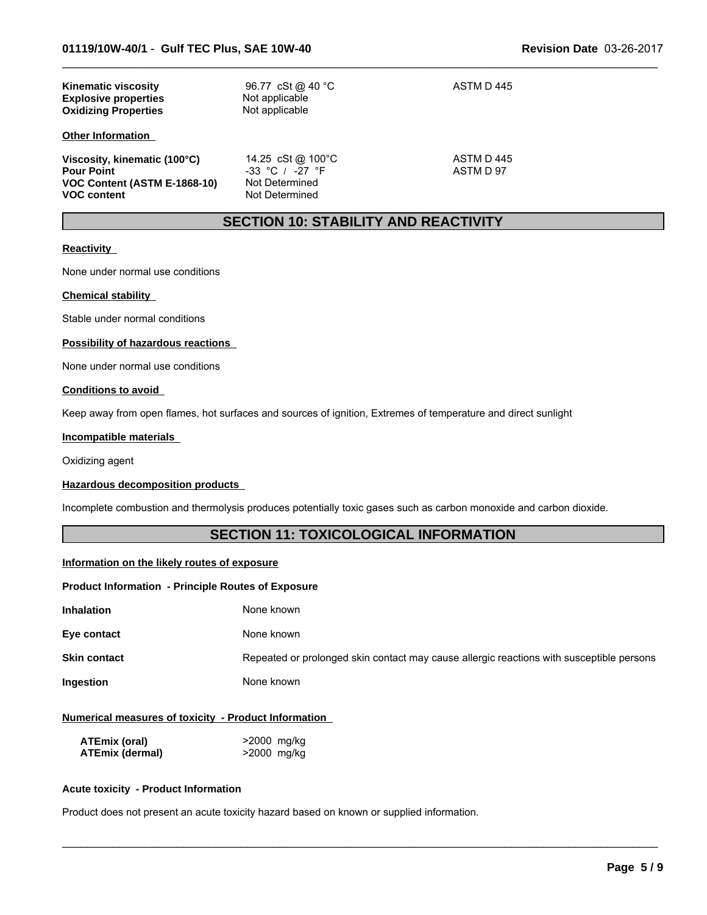| | | |
|---|---|---|
| **Kinematic viscosity** | 96.77 cSt @ 40 °C | ASTM D 445 |
| **Explosive properties** | Not applicable | |
| **Oxidizing Properties** | Not applicable | |

**Other Information**

| | | |
|---|---|---|
| **Viscosity, kinematic (100°C)** | 14.25 cSt @ 100°C | ASTM D 445 |
| **Pour Point** | -33 °C / -27 °F | ASTM D 97 |
| **VOC Content (ASTM E-1868-10)** | Not Determined | |
| **VOC content** | Not Determined | |

## SECTION 10: STABILITY AND REACTIVITY

**Reactivity**

None under normal use conditions

**Chemical stability**

Stable under normal conditions

**Possibility of hazardous reactions**

None under normal use conditions

**Conditions to avoid**

Keep away from open flames, hot surfaces and sources of ignition, Extremes of temperature and direct sunlight

**Incompatible materials**

Oxidizing agent

**Hazardous decomposition products**

Incomplete combustion and thermolysis produces potentially toxic gases such as carbon monoxide and carbon dioxide.

## SECTION 11: TOXICOLOGICAL INFORMATION

**Information on the likely routes of exposure**

**Product Information - Principle Routes of Exposure**

| | |
|---|---|
| **Inhalation** | None known |
| **Eye contact** | None known |
| **Skin contact** | Repeated or prolonged skin contact may cause allergic reactions with susceptible persons |
| **Ingestion** | None known |

**Numerical measures of toxicity - Product Information**

| | |
|---|---|
| **ATEmix (oral)** | >2000 mg/kg |
| **ATEmix (dermal)** | >2000 mg/kg |

**Acute toxicity - Product Information**

Product does not present an acute toxicity hazard based on known or supplied information.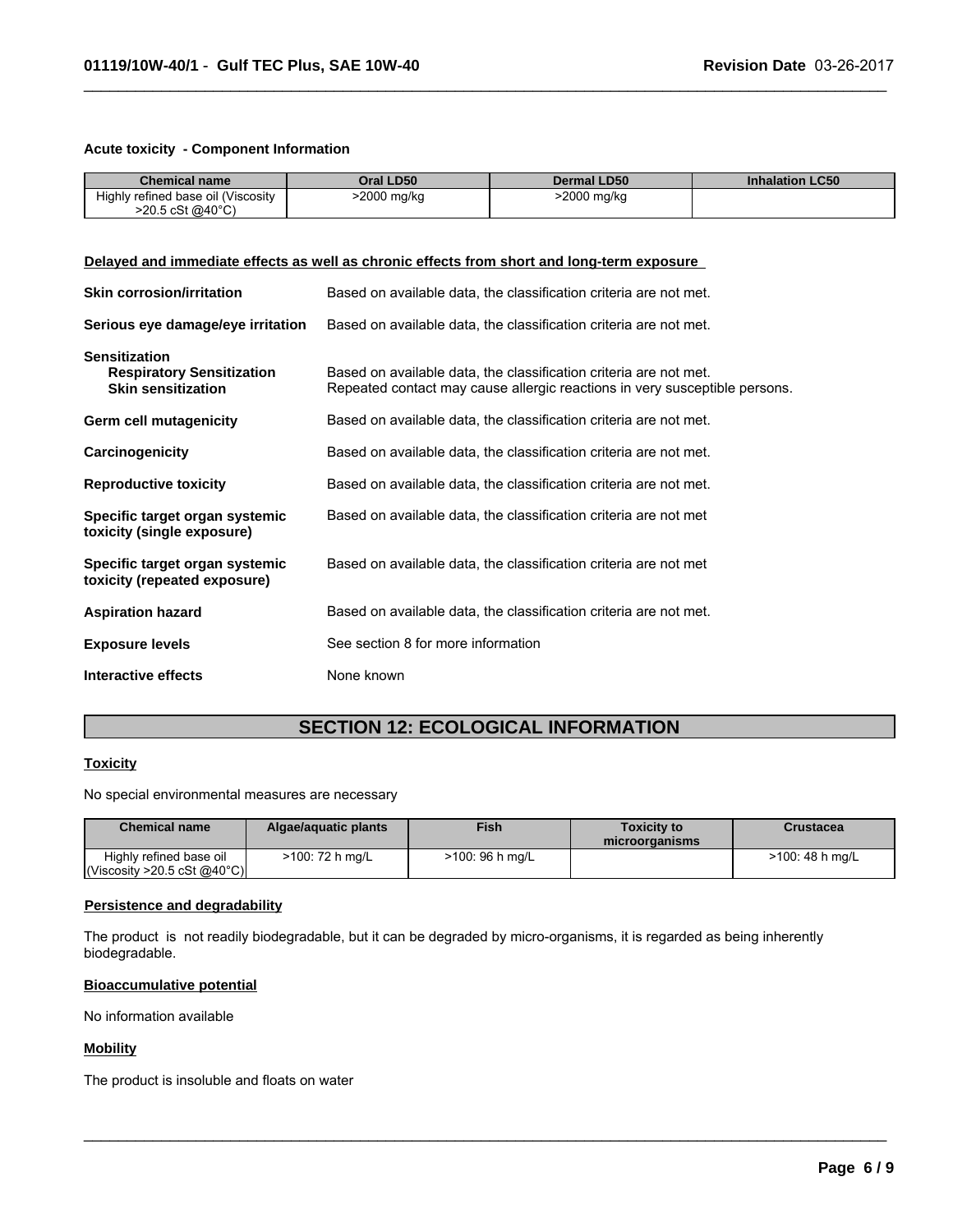**Acute toxicity - Component Information**

| Chemical name | Oral LD50 | Dermal LD50 | Inhalation LC50 |
| --- | --- | --- | --- |
| Highly refined base oil (Viscosity >20.5 cSt @40°C) | >2000 mg/kg | >2000 mg/kg | |

**Delayed and immediate effects as well as chronic effects from short and long-term exposure**

**Skin corrosion/irritation** Based on available data, the classification criteria are not met.

**Serious eye damage/eye irritation** Based on available data, the classification criteria are not met.

**Sensitization**
**Respiratory Sensitization** Based on available data, the classification criteria are not met.
**Skin sensitization** Repeated contact may cause allergic reactions in very susceptible persons.

**Germ cell mutagenicity** Based on available data, the classification criteria are not met.

**Carcinogenicity** Based on available data, the classification criteria are not met.

**Reproductive toxicity** Based on available data, the classification criteria are not met.

**Specific target organ systemic toxicity (single exposure)** Based on available data, the classification criteria are not met

**Specific target organ systemic toxicity (repeated exposure)** Based on available data, the classification criteria are not met

**Aspiration hazard** Based on available data, the classification criteria are not met.

**Exposure levels** See section 8 for more information

**Interactive effects** None known

## SECTION 12: ECOLOGICAL INFORMATION

**Toxicity**

No special environmental measures are necessary

| Chemical name | Algae/aquatic plants | Fish | Toxicity to microorganisms | Crustacea |
| --- | --- | --- | --- | --- |
| Highly refined base oil (Viscosity >20.5 cSt @40°C) | >100: 72 h mg/L | >100: 96 h mg/L | | >100: 48 h mg/L |

**Persistence and degradability**

The product is not readily biodegradable, but it can be degraded by micro-organisms, it is regarded as being inherently biodegradable.

**Bioaccumulative potential**

No information available

**Mobility**

The product is insoluble and floats on water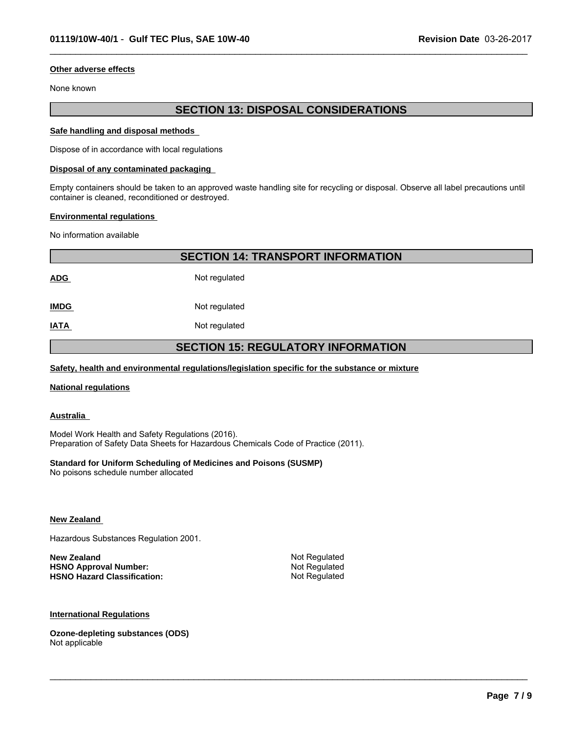#### Other adverse effects

None known

## SECTION 13: DISPOSAL CONSIDERATIONS

#### Safe handling and disposal methods

Dispose of in accordance with local regulations

#### Disposal of any contaminated packaging

Empty containers should be taken to an approved waste handling site for recycling or disposal. Observe all label precautions until container is cleaned, reconditioned or destroyed.

#### Environmental regulations

No information available

## SECTION 14: TRANSPORT INFORMATION

| | |
|---|---|
| **ADG** | Not regulated |
| **IMDG** | Not regulated |
| **IATA** | Not regulated |

## SECTION 15: REGULATORY INFORMATION

#### Safety, health and environmental regulations/legislation specific for the substance or mixture

#### National regulations

#### Australia

Model Work Health and Safety Regulations (2016).
Preparation of Safety Data Sheets for Hazardous Chemicals Code of Practice (2011).

**Standard for Uniform Scheduling of Medicines and Poisons (SUSMP)**
No poisons schedule number allocated

#### New Zealand

Hazardous Substances Regulation 2001.

| | |
|---|---|
| **New Zealand** | Not Regulated |
| **HSNO Approval Number:** | Not Regulated |
| **HSNO Hazard Classification:** | Not Regulated |

#### International Regulations

**Ozone-depleting substances (ODS)**
Not applicable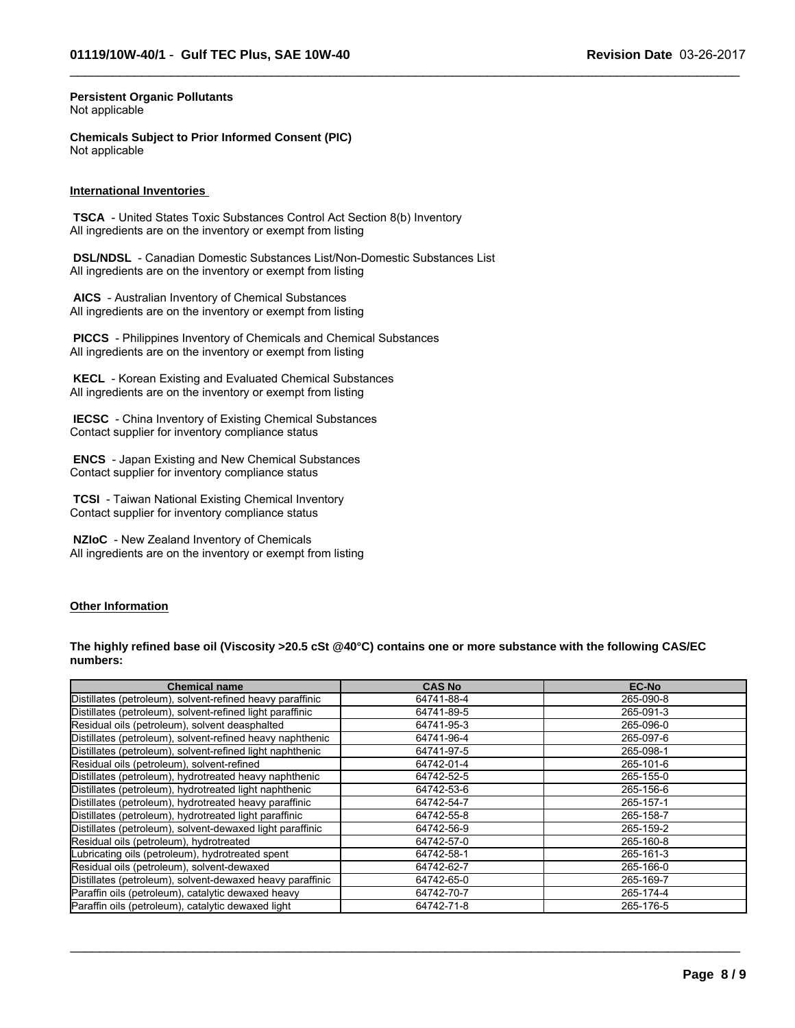**Persistent Organic Pollutants**
Not applicable

**Chemicals Subject to Prior Informed Consent (PIC)**
Not applicable

**International Inventories**

**TSCA** - United States Toxic Substances Control Act Section 8(b) Inventory
All ingredients are on the inventory or exempt from listing

**DSL/NDSL** - Canadian Domestic Substances List/Non-Domestic Substances List
All ingredients are on the inventory or exempt from listing

**AICS** - Australian Inventory of Chemical Substances
All ingredients are on the inventory or exempt from listing

**PICCS** - Philippines Inventory of Chemicals and Chemical Substances
All ingredients are on the inventory or exempt from listing

**KECL** - Korean Existing and Evaluated Chemical Substances
All ingredients are on the inventory or exempt from listing

**IECSC** - China Inventory of Existing Chemical Substances
Contact supplier for inventory compliance status

**ENCS** - Japan Existing and New Chemical Substances
Contact supplier for inventory compliance status

**TCSI** - Taiwan National Existing Chemical Inventory
Contact supplier for inventory compliance status

**NZIoC** - New Zealand Inventory of Chemicals
All ingredients are on the inventory or exempt from listing

**Other Information**

**The highly refined base oil (Viscosity >20.5 cSt @40°C) contains one or more substance with the following CAS/EC numbers:**

| Chemical name | CAS No | EC-No |
|---|---|---|
| Distillates (petroleum), solvent-refined heavy paraffinic | 64741-88-4 | 265-090-8 |
| Distillates (petroleum), solvent-refined light paraffinic | 64741-89-5 | 265-091-3 |
| Residual oils (petroleum), solvent deasphalted | 64741-95-3 | 265-096-0 |
| Distillates (petroleum), solvent-refined heavy naphthenic | 64741-96-4 | 265-097-6 |
| Distillates (petroleum), solvent-refined light naphthenic | 64741-97-5 | 265-098-1 |
| Residual oils (petroleum), solvent-refined | 64742-01-4 | 265-101-6 |
| Distillates (petroleum), hydrotreated heavy naphthenic | 64742-52-5 | 265-155-0 |
| Distillates (petroleum), hydrotreated light naphthenic | 64742-53-6 | 265-156-6 |
| Distillates (petroleum), hydrotreated heavy paraffinic | 64742-54-7 | 265-157-1 |
| Distillates (petroleum), hydrotreated light paraffinic | 64742-55-8 | 265-158-7 |
| Distillates (petroleum), solvent-dewaxed light paraffinic | 64742-56-9 | 265-159-2 |
| Residual oils (petroleum), hydrotreated | 64742-57-0 | 265-160-8 |
| Lubricating oils (petroleum), hydrotreated spent | 64742-58-1 | 265-161-3 |
| Residual oils (petroleum), solvent-dewaxed | 64742-62-7 | 265-166-0 |
| Distillates (petroleum), solvent-dewaxed heavy paraffinic | 64742-65-0 | 265-169-7 |
| Paraffin oils (petroleum), catalytic dewaxed heavy | 64742-70-7 | 265-174-4 |
| Paraffin oils (petroleum), catalytic dewaxed light | 64742-71-8 | 265-176-5 |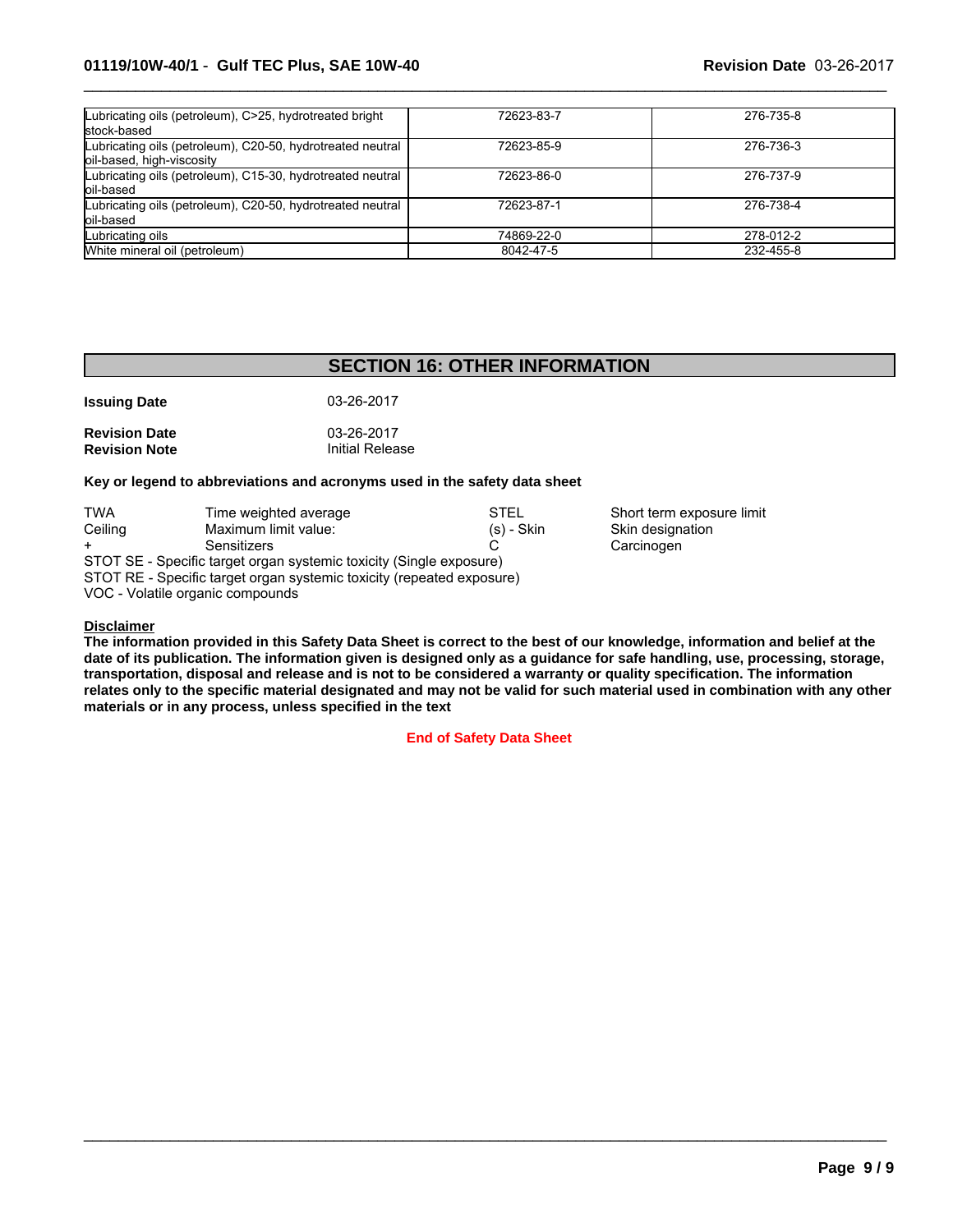| | | |
|---|---|---|
| Lubricating oils (petroleum), C>25, hydrotreated bright stock-based | 72623-83-7 | 276-735-8 |
| Lubricating oils (petroleum), C20-50, hydrotreated neutral oil-based, high-viscosity | 72623-85-9 | 276-736-3 |
| Lubricating oils (petroleum), C15-30, hydrotreated neutral oil-based | 72623-86-0 | 276-737-9 |
| Lubricating oils (petroleum), C20-50, hydrotreated neutral oil-based | 72623-87-1 | 276-738-4 |
| Lubricating oils | 74869-22-0 | 278-012-2 |
| White mineral oil (petroleum) | 8042-47-5 | 232-455-8 |

## SECTION 16: OTHER INFORMATION

**Issuing Date** 03-26-2017

**Revision Date** 03-26-2017
**Revision Note** Initial Release

**Key or legend to abbreviations and acronyms used in the safety data sheet**

| | | | |
|---|---|---|---|
| TWA | Time weighted average | STEL | Short term exposure limit |
| Ceiling | Maximum limit value: | (s) - Skin | Skin designation |
| + | Sensitizers | C | Carcinogen |

STOT SE - Specific target organ systemic toxicity (Single exposure)
STOT RE - Specific target organ systemic toxicity (repeated exposure)
VOC - Volatile organic compounds

**Disclaimer**

**The information provided in this Safety Data Sheet is correct to the best of our knowledge, information and belief at the date of its publication. The information given is designed only as a guidance for safe handling, use, processing, storage, transportation, disposal and release and is not to be considered a warranty or quality specification. The information relates only to the specific material designated and may not be valid for such material used in combination with any other materials or in any process, unless specified in the text**

**End of Safety Data Sheet**